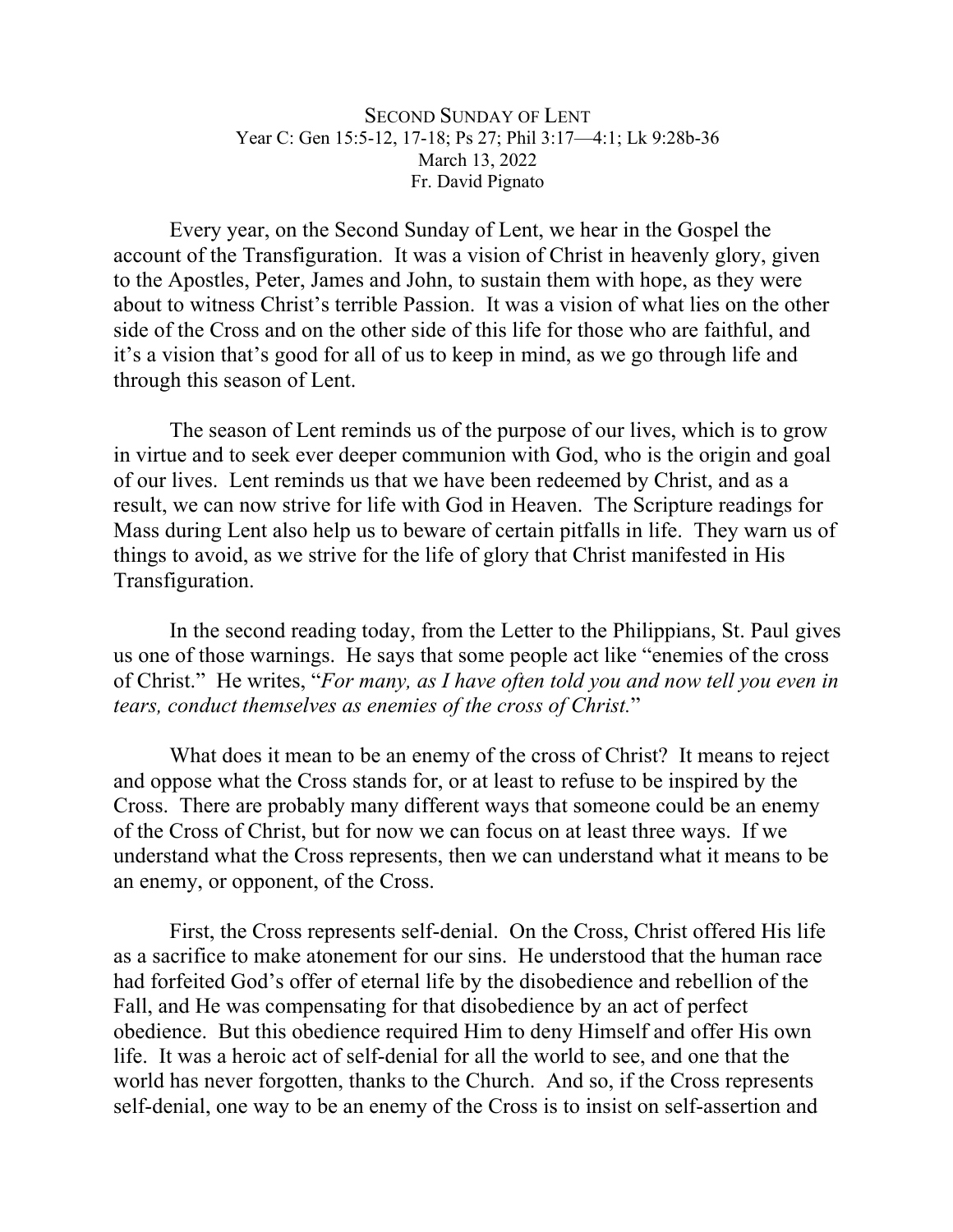# Second Sunday of Lent

Year C: Gen 15:5-12, 17-18; Ps 27; Phil 3:17—4:1; Lk 9:28b-36

March 13, 2022

Fr. David Pignato

Every year, on the Second Sunday of Lent, we hear in the Gospel the account of the Transfiguration. It was a vision of Christ in heavenly glory, given to the Apostles, Peter, James and John, to sustain them with hope, as they were about to witness Christ's terrible Passion. It was a vision of what lies on the other side of the Cross and on the other side of this life for those who are faithful, and it's a vision that's good for all of us to keep in mind, as we go through life and through this season of Lent.

The season of Lent reminds us of the purpose of our lives, which is to grow in virtue and to seek ever deeper communion with God, who is the origin and goal of our lives. Lent reminds us that we have been redeemed by Christ, and as a result, we can now strive for life with God in Heaven. The Scripture readings for Mass during Lent also help us to beware of certain pitfalls in life. They warn us of things to avoid, as we strive for the life of glory that Christ manifested in His Transfiguration.

In the second reading today, from the Letter to the Philippians, St. Paul gives us one of those warnings. He says that some people act like "enemies of the cross of Christ." He writes, "*For many, as I have often told you and now tell you even in tears, conduct themselves as enemies of the cross of Christ.*"

What does it mean to be an enemy of the cross of Christ? It means to reject and oppose what the Cross stands for, or at least to refuse to be inspired by the Cross. There are probably many different ways that someone could be an enemy of the Cross of Christ, but for now we can focus on at least three ways. If we understand what the Cross represents, then we can understand what it means to be an enemy, or opponent, of the Cross.

First, the Cross represents self-denial. On the Cross, Christ offered His life as a sacrifice to make atonement for our sins. He understood that the human race had forfeited God's offer of eternal life by the disobedience and rebellion of the Fall, and He was compensating for that disobedience by an act of perfect obedience. But this obedience required Him to deny Himself and offer His own life. It was a heroic act of self-denial for all the world to see, and one that the world has never forgotten, thanks to the Church. And so, if the Cross represents self-denial, one way to be an enemy of the Cross is to insist on self-assertion and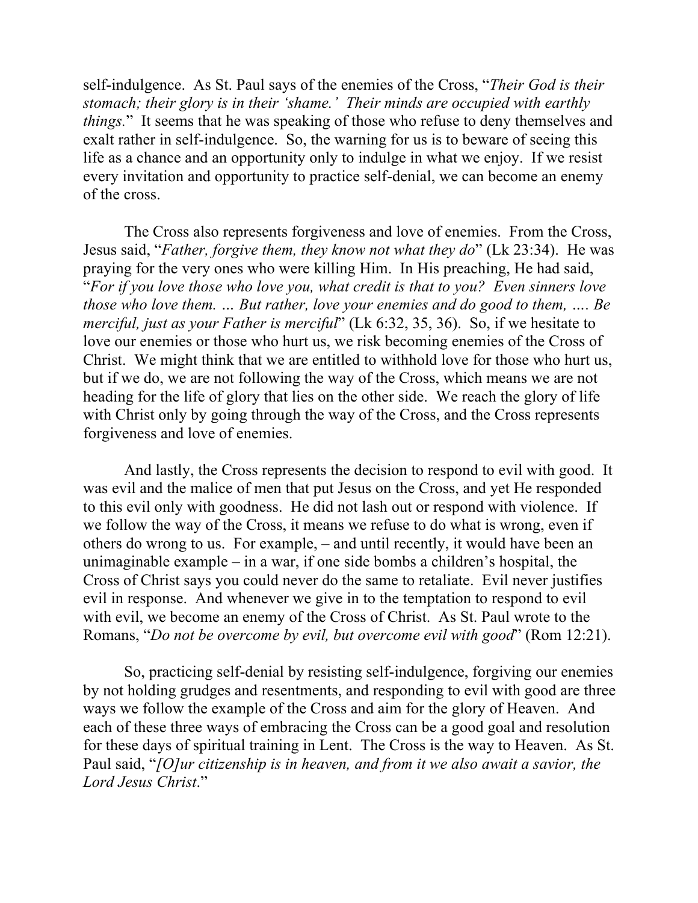self-indulgence. As St. Paul says of the enemies of the Cross, "*Their God is their stomach; their glory is in their 'shame.' Their minds are occupied with earthly things.*" It seems that he was speaking of those who refuse to deny themselves and exalt rather in self-indulgence. So, the warning for us is to beware of seeing this life as a chance and an opportunity only to indulge in what we enjoy. If we resist every invitation and opportunity to practice self-denial, we can become an enemy of the cross.

The Cross also represents forgiveness and love of enemies. From the Cross, Jesus said, "*Father, forgive them, they know not what they do*" (Lk 23:34). He was praying for the very ones who were killing Him. In His preaching, He had said, "*For if you love those who love you, what credit is that to you? Even sinners love those who love them. … But rather, love your enemies and do good to them, …. Be merciful, just as your Father is merciful*" (Lk 6:32, 35, 36). So, if we hesitate to love our enemies or those who hurt us, we risk becoming enemies of the Cross of Christ. We might think that we are entitled to withhold love for those who hurt us, but if we do, we are not following the way of the Cross, which means we are not heading for the life of glory that lies on the other side. We reach the glory of life with Christ only by going through the way of the Cross, and the Cross represents forgiveness and love of enemies.

And lastly, the Cross represents the decision to respond to evil with good. It was evil and the malice of men that put Jesus on the Cross, and yet He responded to this evil only with goodness. He did not lash out or respond with violence. If we follow the way of the Cross, it means we refuse to do what is wrong, even if others do wrong to us. For example, – and until recently, it would have been an unimaginable example – in a war, if one side bombs a children's hospital, the Cross of Christ says you could never do the same to retaliate. Evil never justifies evil in response. And whenever we give in to the temptation to respond to evil with evil, we become an enemy of the Cross of Christ. As St. Paul wrote to the Romans, "*Do not be overcome by evil, but overcome evil with good*" (Rom 12:21).

So, practicing self-denial by resisting self-indulgence, forgiving our enemies by not holding grudges and resentments, and responding to evil with good are three ways we follow the example of the Cross and aim for the glory of Heaven. And each of these three ways of embracing the Cross can be a good goal and resolution for these days of spiritual training in Lent. The Cross is the way to Heaven. As St. Paul said, "*[O]ur citizenship is in heaven, and from it we also await a savior, the Lord Jesus Christ*."